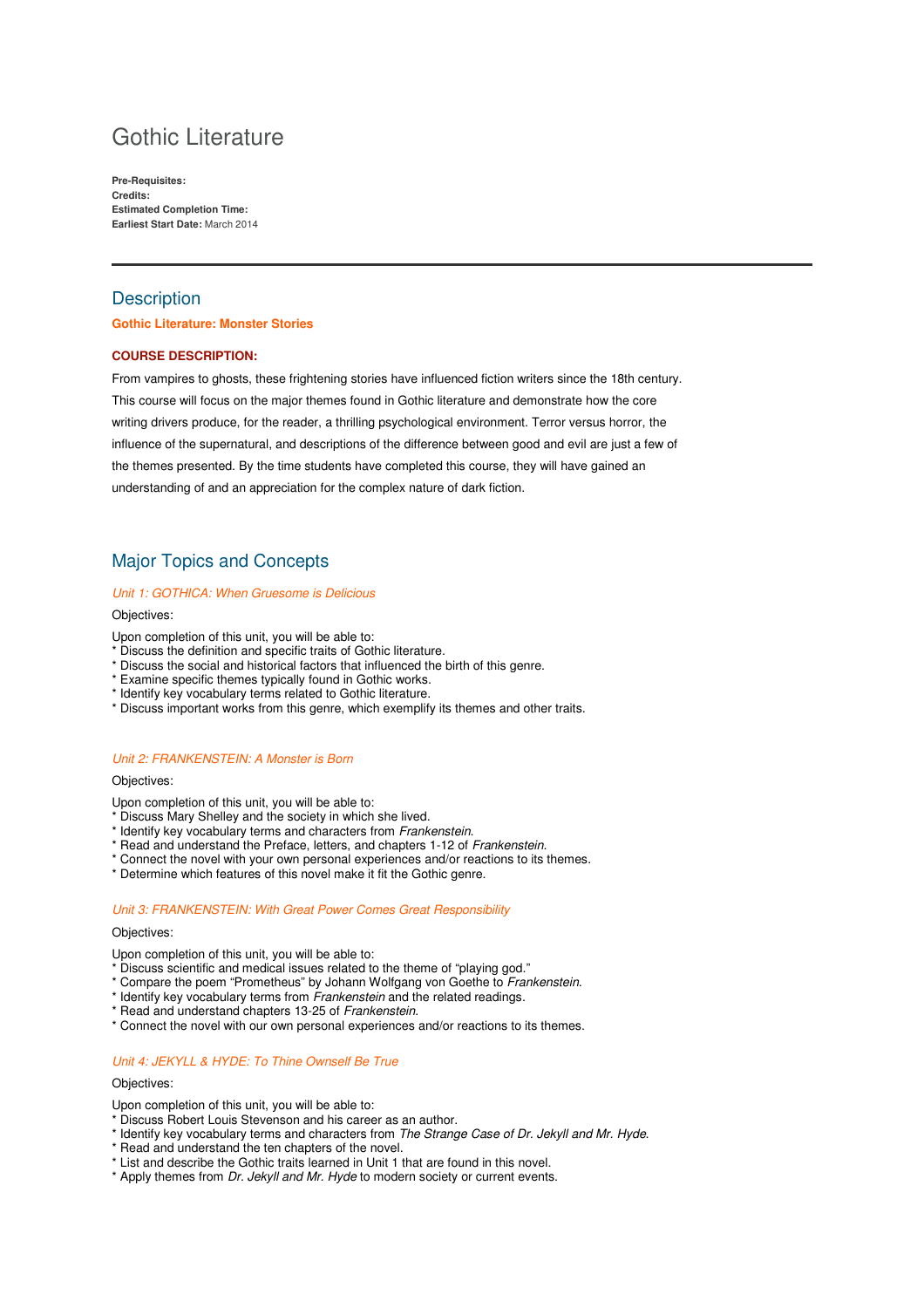# Gothic Literature

**Pre-Requisites:**
**Credits:**
**Estimated Completion Time:**
**Earliest Start Date:** March 2014

---

## Description

**Gothic Literature: Monster Stories**

**COURSE DESCRIPTION:**

From vampires to ghosts, these frightening stories have influenced fiction writers since the 18th century. This course will focus on the major themes found in Gothic literature and demonstrate how the core writing drivers produce, for the reader, a thrilling psychological environment. Terror versus horror, the influence of the supernatural, and descriptions of the difference between good and evil are just a few of the themes presented. By the time students have completed this course, they will have gained an understanding of and an appreciation for the complex nature of dark fiction.

## Major Topics and Concepts

*Unit 1: GOTHICA: When Gruesome is Delicious*

Objectives:

Upon completion of this unit, you will be able to:
* Discuss the definition and specific traits of Gothic literature.
* Discuss the social and historical factors that influenced the birth of this genre.
* Examine specific themes typically found in Gothic works.
* Identify key vocabulary terms related to Gothic literature.
* Discuss important works from this genre, which exemplify its themes and other traits.

*Unit 2: FRANKENSTEIN: A Monster is Born*

Objectives:

Upon completion of this unit, you will be able to:
* Discuss Mary Shelley and the society in which she lived.
* Identify key vocabulary terms and characters from *Frankenstein*.
* Read and understand the Preface, letters, and chapters 1-12 of *Frankenstein*.
* Connect the novel with your own personal experiences and/or reactions to its themes.
* Determine which features of this novel make it fit the Gothic genre.

*Unit 3: FRANKENSTEIN: With Great Power Comes Great Responsibility*

Objectives:

Upon completion of this unit, you will be able to:
* Discuss scientific and medical issues related to the theme of "playing god."
* Compare the poem "Prometheus" by Johann Wolfgang von Goethe to *Frankenstein*.
* Identify key vocabulary terms from *Frankenstein* and the related readings.
* Read and understand chapters 13-25 of *Frankenstein*.
* Connect the novel with our own personal experiences and/or reactions to its themes.

*Unit 4: JEKYLL & HYDE: To Thine Ownself Be True*

Objectives:

Upon completion of this unit, you will be able to:
* Discuss Robert Louis Stevenson and his career as an author.
* Identify key vocabulary terms and characters from *The Strange Case of Dr. Jekyll and Mr. Hyde*.
* Read and understand the ten chapters of the novel.
* List and describe the Gothic traits learned in Unit 1 that are found in this novel.
* Apply themes from *Dr. Jekyll and Mr. Hyde* to modern society or current events.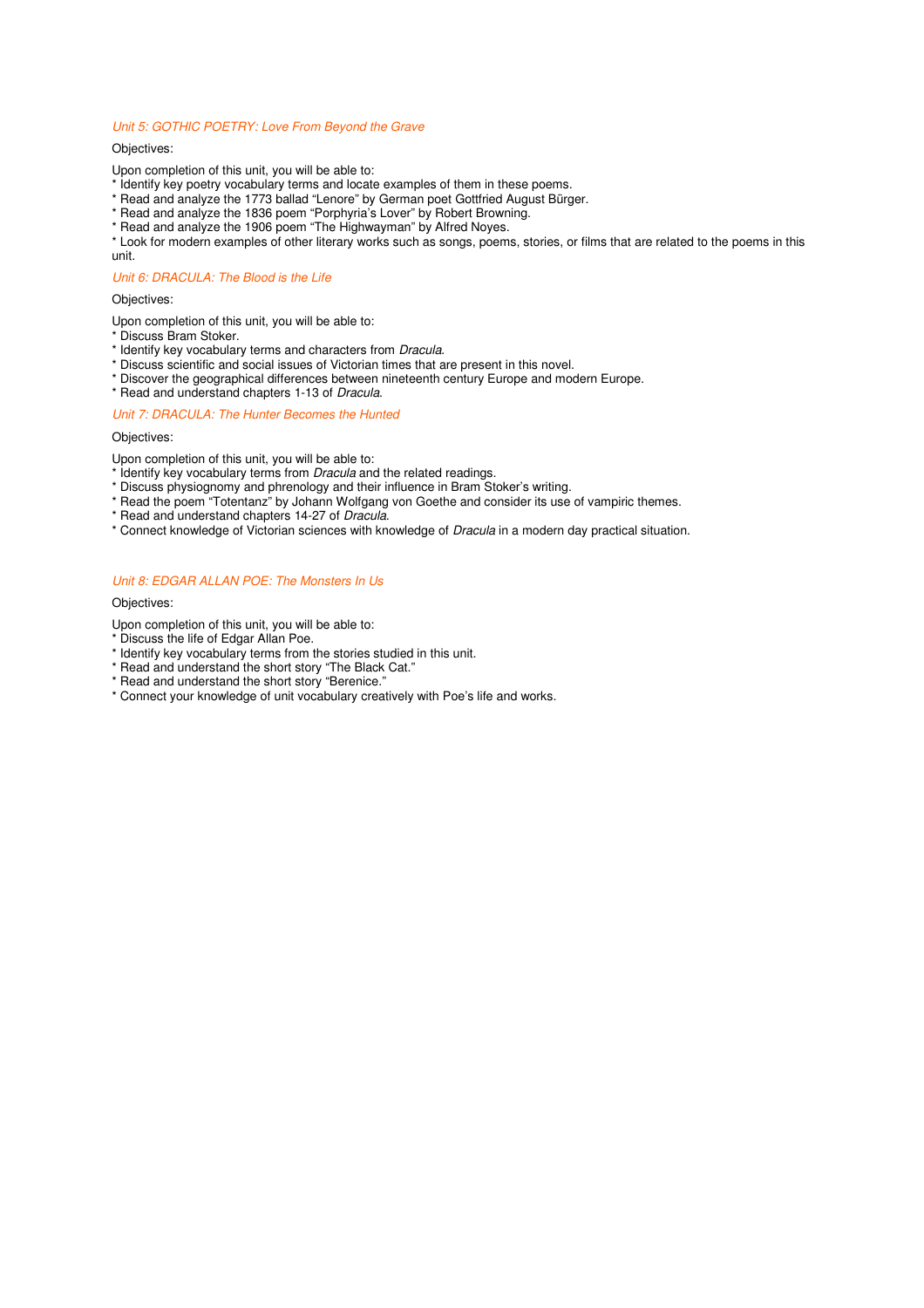*Unit 5: GOTHIC POETRY: Love From Beyond the Grave*

Objectives:

Upon completion of this unit, you will be able to:
* Identify key poetry vocabulary terms and locate examples of them in these poems.
* Read and analyze the 1773 ballad “Lenore” by German poet Gottfried August Bürger.
* Read and analyze the 1836 poem “Porphyria’s Lover” by Robert Browning.
* Read and analyze the 1906 poem “The Highwayman” by Alfred Noyes.
* Look for modern examples of other literary works such as songs, poems, stories, or films that are related to the poems in this unit.

*Unit 6: DRACULA: The Blood is the Life*

Objectives:

Upon completion of this unit, you will be able to:
* Discuss Bram Stoker.
* Identify key vocabulary terms and characters from *Dracula*.
* Discuss scientific and social issues of Victorian times that are present in this novel.
* Discover the geographical differences between nineteenth century Europe and modern Europe.
* Read and understand chapters 1-13 of *Dracula*.

*Unit 7: DRACULA: The Hunter Becomes the Hunted*

Objectives:

Upon completion of this unit, you will be able to:
* Identify key vocabulary terms from *Dracula* and the related readings.
* Discuss physiognomy and phrenology and their influence in Bram Stoker’s writing.
* Read the poem “Totentanz” by Johann Wolfgang von Goethe and consider its use of vampiric themes.
* Read and understand chapters 14-27 of *Dracula*.
* Connect knowledge of Victorian sciences with knowledge of *Dracula* in a modern day practical situation.

*Unit 8: EDGAR ALLAN POE: The Monsters In Us*

Objectives:

Upon completion of this unit, you will be able to:
* Discuss the life of Edgar Allan Poe.
* Identify key vocabulary terms from the stories studied in this unit.
* Read and understand the short story “The Black Cat.”
* Read and understand the short story “Berenice.”
* Connect your knowledge of unit vocabulary creatively with Poe’s life and works.